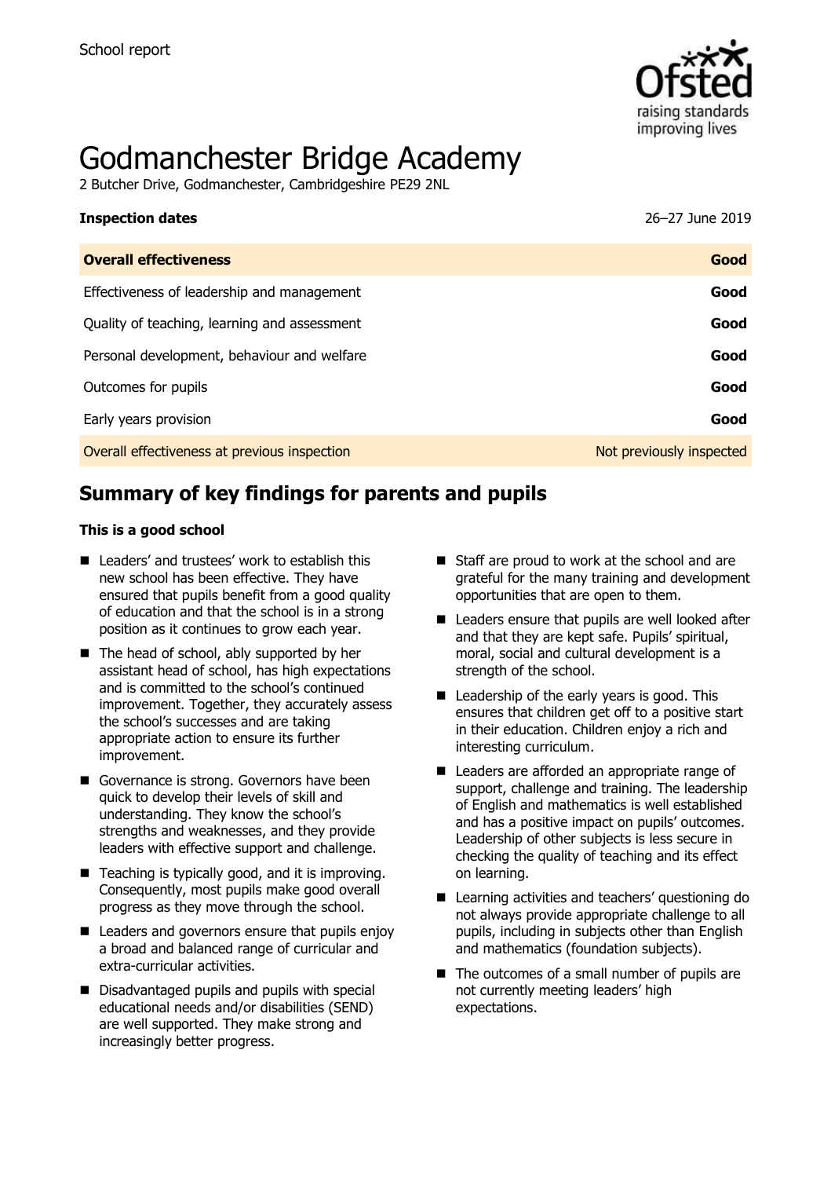School report

# Godmanchester Bridge Academy

2 Butcher Drive, Godmanchester, Cambridgeshire PE29 2NL

**Inspection dates** 26–27 June 2019

| **Overall effectiveness** | **Good** |
| --- | --- |
| Effectiveness of leadership and management | **Good** |
| Quality of teaching, learning and assessment | **Good** |
| Personal development, behaviour and welfare | **Good** |
| Outcomes for pupils | **Good** |
| Early years provision | **Good** |
| Overall effectiveness at previous inspection | Not previously inspected |

## Summary of key findings for parents and pupils

**This is a good school**

- Leaders' and trustees' work to establish this new school has been effective. They have ensured that pupils benefit from a good quality of education and that the school is in a strong position as it continues to grow each year.
- The head of school, ably supported by her assistant head of school, has high expectations and is committed to the school's continued improvement. Together, they accurately assess the school's successes and are taking appropriate action to ensure its further improvement.
- Governance is strong. Governors have been quick to develop their levels of skill and understanding. They know the school's strengths and weaknesses, and they provide leaders with effective support and challenge.
- Teaching is typically good, and it is improving. Consequently, most pupils make good overall progress as they move through the school.
- Leaders and governors ensure that pupils enjoy a broad and balanced range of curricular and extra-curricular activities.
- Disadvantaged pupils and pupils with special educational needs and/or disabilities (SEND) are well supported. They make strong and increasingly better progress.
- Staff are proud to work at the school and are grateful for the many training and development opportunities that are open to them.
- Leaders ensure that pupils are well looked after and that they are kept safe. Pupils' spiritual, moral, social and cultural development is a strength of the school.
- Leadership of the early years is good. This ensures that children get off to a positive start in their education. Children enjoy a rich and interesting curriculum.
- Leaders are afforded an appropriate range of support, challenge and training. The leadership of English and mathematics is well established and has a positive impact on pupils' outcomes. Leadership of other subjects is less secure in checking the quality of teaching and its effect on learning.
- Learning activities and teachers' questioning do not always provide appropriate challenge to all pupils, including in subjects other than English and mathematics (foundation subjects).
- The outcomes of a small number of pupils are not currently meeting leaders' high expectations.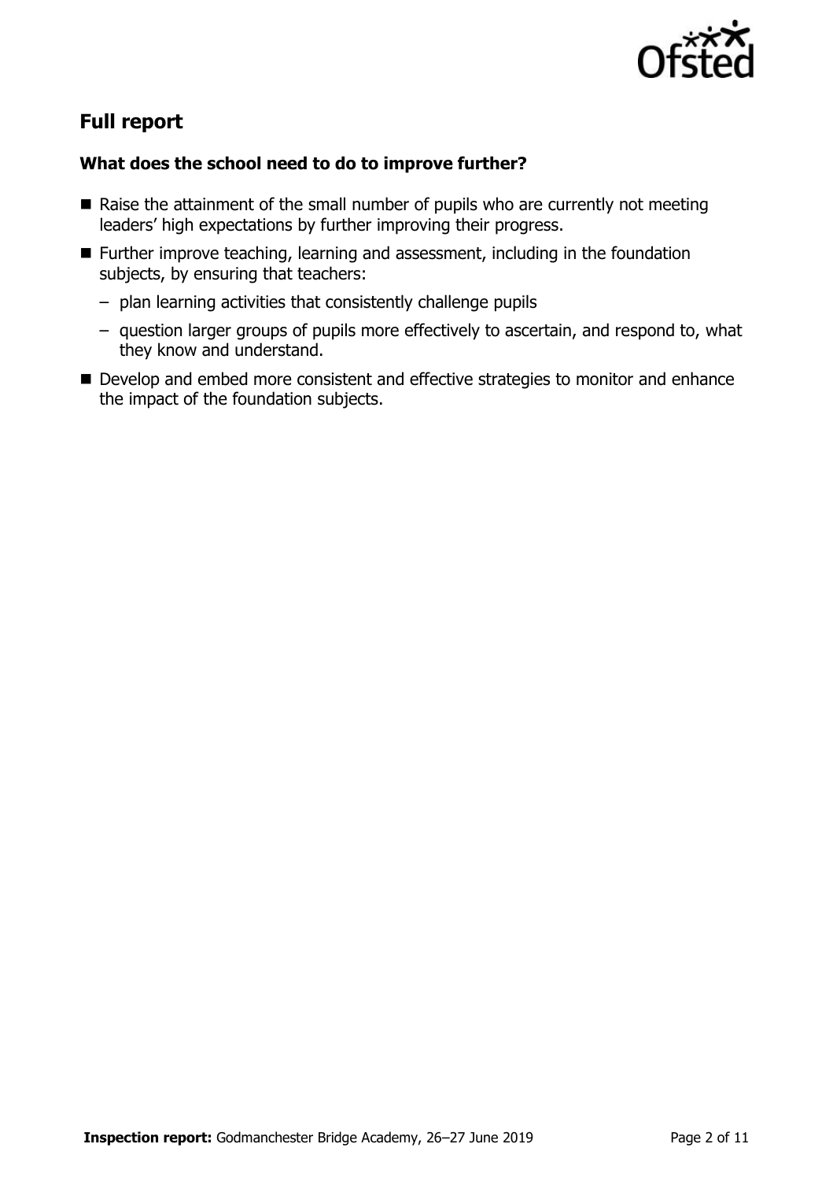## Full report

### What does the school need to do to improve further?

- Raise the attainment of the small number of pupils who are currently not meeting leaders' high expectations by further improving their progress.
- Further improve teaching, learning and assessment, including in the foundation subjects, by ensuring that teachers:
  - plan learning activities that consistently challenge pupils
  - question larger groups of pupils more effectively to ascertain, and respond to, what they know and understand.
- Develop and embed more consistent and effective strategies to monitor and enhance the impact of the foundation subjects.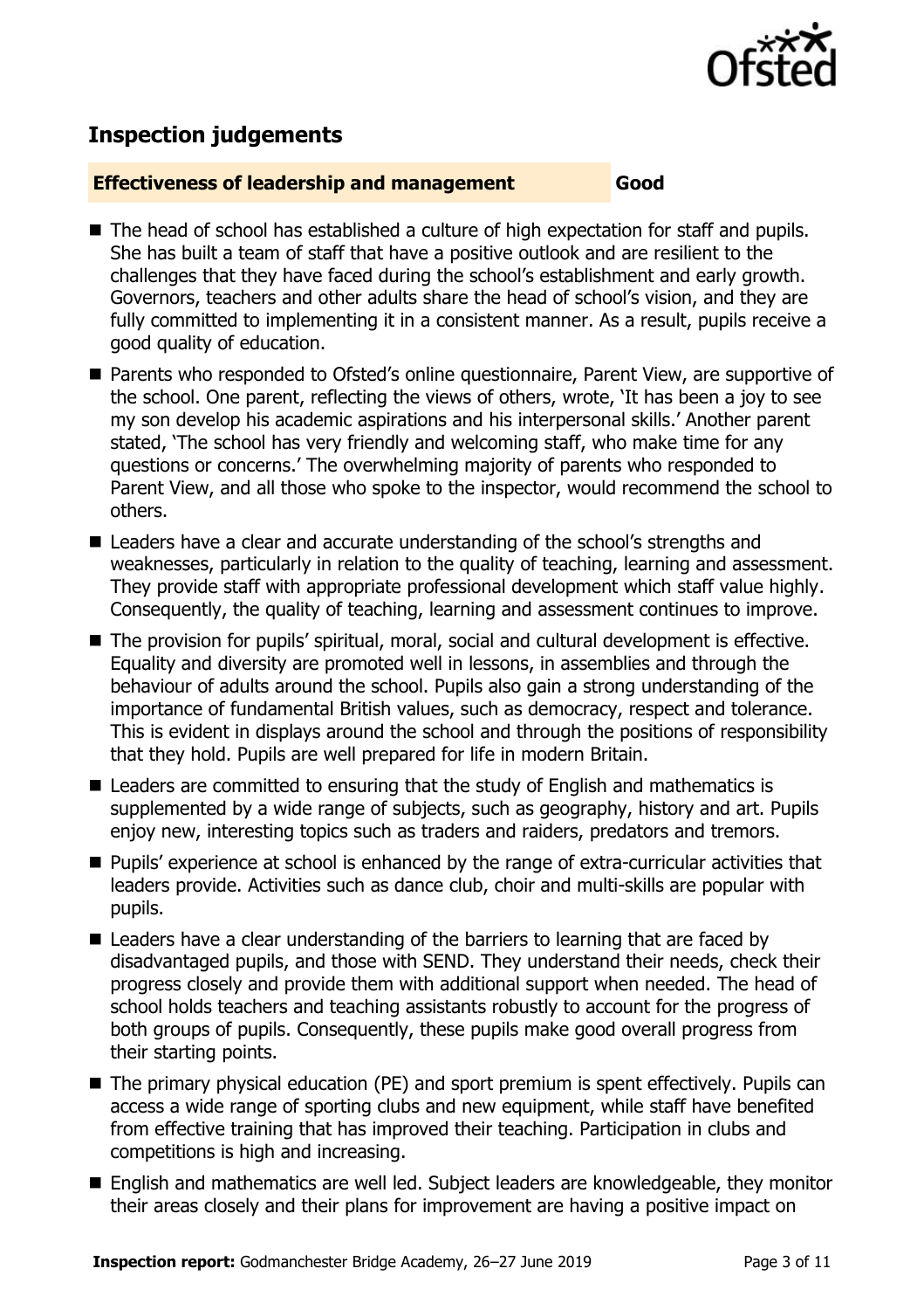## Inspection judgements

**Effectiveness of leadership and management** **Good**

- The head of school has established a culture of high expectation for staff and pupils. She has built a team of staff that have a positive outlook and are resilient to the challenges that they have faced during the school's establishment and early growth. Governors, teachers and other adults share the head of school's vision, and they are fully committed to implementing it in a consistent manner. As a result, pupils receive a good quality of education.
- Parents who responded to Ofsted's online questionnaire, Parent View, are supportive of the school. One parent, reflecting the views of others, wrote, 'It has been a joy to see my son develop his academic aspirations and his interpersonal skills.' Another parent stated, 'The school has very friendly and welcoming staff, who make time for any questions or concerns.' The overwhelming majority of parents who responded to Parent View, and all those who spoke to the inspector, would recommend the school to others.
- Leaders have a clear and accurate understanding of the school's strengths and weaknesses, particularly in relation to the quality of teaching, learning and assessment. They provide staff with appropriate professional development which staff value highly. Consequently, the quality of teaching, learning and assessment continues to improve.
- The provision for pupils' spiritual, moral, social and cultural development is effective. Equality and diversity are promoted well in lessons, in assemblies and through the behaviour of adults around the school. Pupils also gain a strong understanding of the importance of fundamental British values, such as democracy, respect and tolerance. This is evident in displays around the school and through the positions of responsibility that they hold. Pupils are well prepared for life in modern Britain.
- Leaders are committed to ensuring that the study of English and mathematics is supplemented by a wide range of subjects, such as geography, history and art. Pupils enjoy new, interesting topics such as traders and raiders, predators and tremors.
- Pupils' experience at school is enhanced by the range of extra-curricular activities that leaders provide. Activities such as dance club, choir and multi-skills are popular with pupils.
- Leaders have a clear understanding of the barriers to learning that are faced by disadvantaged pupils, and those with SEND. They understand their needs, check their progress closely and provide them with additional support when needed. The head of school holds teachers and teaching assistants robustly to account for the progress of both groups of pupils. Consequently, these pupils make good overall progress from their starting points.
- The primary physical education (PE) and sport premium is spent effectively. Pupils can access a wide range of sporting clubs and new equipment, while staff have benefited from effective training that has improved their teaching. Participation in clubs and competitions is high and increasing.
- English and mathematics are well led. Subject leaders are knowledgeable, they monitor their areas closely and their plans for improvement are having a positive impact on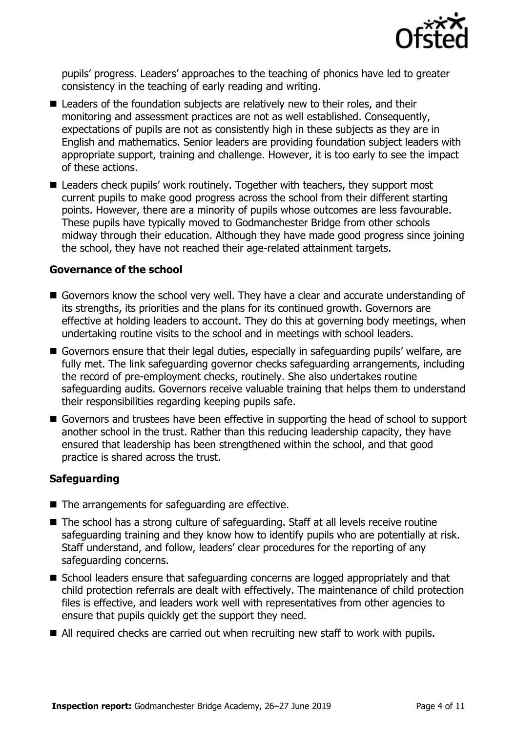pupils' progress. Leaders' approaches to the teaching of phonics have led to greater consistency in the teaching of early reading and writing.

- Leaders of the foundation subjects are relatively new to their roles, and their monitoring and assessment practices are not as well established. Consequently, expectations of pupils are not as consistently high in these subjects as they are in English and mathematics. Senior leaders are providing foundation subject leaders with appropriate support, training and challenge. However, it is too early to see the impact of these actions.
- Leaders check pupils' work routinely. Together with teachers, they support most current pupils to make good progress across the school from their different starting points. However, there are a minority of pupils whose outcomes are less favourable. These pupils have typically moved to Godmanchester Bridge from other schools midway through their education. Although they have made good progress since joining the school, they have not reached their age-related attainment targets.

### Governance of the school

- Governors know the school very well. They have a clear and accurate understanding of its strengths, its priorities and the plans for its continued growth. Governors are effective at holding leaders to account. They do this at governing body meetings, when undertaking routine visits to the school and in meetings with school leaders.
- Governors ensure that their legal duties, especially in safeguarding pupils' welfare, are fully met. The link safeguarding governor checks safeguarding arrangements, including the record of pre-employment checks, routinely. She also undertakes routine safeguarding audits. Governors receive valuable training that helps them to understand their responsibilities regarding keeping pupils safe.
- Governors and trustees have been effective in supporting the head of school to support another school in the trust. Rather than this reducing leadership capacity, they have ensured that leadership has been strengthened within the school, and that good practice is shared across the trust.

### Safeguarding

- The arrangements for safeguarding are effective.
- The school has a strong culture of safeguarding. Staff at all levels receive routine safeguarding training and they know how to identify pupils who are potentially at risk. Staff understand, and follow, leaders' clear procedures for the reporting of any safeguarding concerns.
- School leaders ensure that safeguarding concerns are logged appropriately and that child protection referrals are dealt with effectively. The maintenance of child protection files is effective, and leaders work well with representatives from other agencies to ensure that pupils quickly get the support they need.
- All required checks are carried out when recruiting new staff to work with pupils.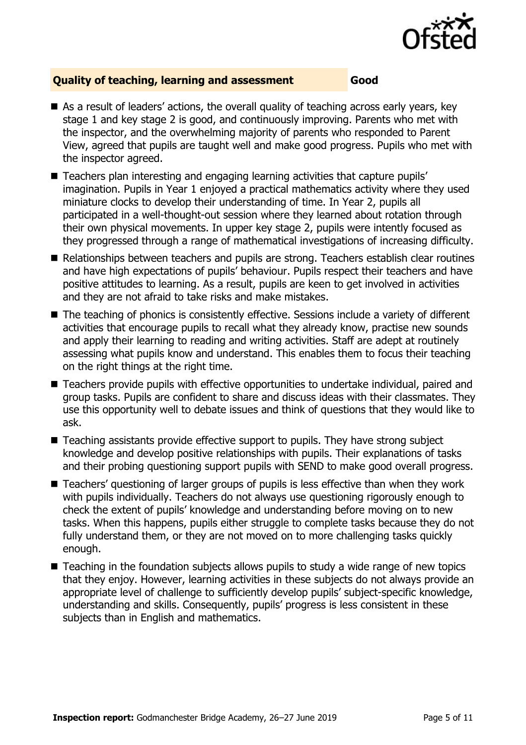## Quality of teaching, learning and assessment — Good

- As a result of leaders' actions, the overall quality of teaching across early years, key stage 1 and key stage 2 is good, and continuously improving. Parents who met with the inspector, and the overwhelming majority of parents who responded to Parent View, agreed that pupils are taught well and make good progress. Pupils who met with the inspector agreed.
- Teachers plan interesting and engaging learning activities that capture pupils' imagination. Pupils in Year 1 enjoyed a practical mathematics activity where they used miniature clocks to develop their understanding of time. In Year 2, pupils all participated in a well-thought-out session where they learned about rotation through their own physical movements. In upper key stage 2, pupils were intently focused as they progressed through a range of mathematical investigations of increasing difficulty.
- Relationships between teachers and pupils are strong. Teachers establish clear routines and have high expectations of pupils' behaviour. Pupils respect their teachers and have positive attitudes to learning. As a result, pupils are keen to get involved in activities and they are not afraid to take risks and make mistakes.
- The teaching of phonics is consistently effective. Sessions include a variety of different activities that encourage pupils to recall what they already know, practise new sounds and apply their learning to reading and writing activities. Staff are adept at routinely assessing what pupils know and understand. This enables them to focus their teaching on the right things at the right time.
- Teachers provide pupils with effective opportunities to undertake individual, paired and group tasks. Pupils are confident to share and discuss ideas with their classmates. They use this opportunity well to debate issues and think of questions that they would like to ask.
- Teaching assistants provide effective support to pupils. They have strong subject knowledge and develop positive relationships with pupils. Their explanations of tasks and their probing questioning support pupils with SEND to make good overall progress.
- Teachers' questioning of larger groups of pupils is less effective than when they work with pupils individually. Teachers do not always use questioning rigorously enough to check the extent of pupils' knowledge and understanding before moving on to new tasks. When this happens, pupils either struggle to complete tasks because they do not fully understand them, or they are not moved on to more challenging tasks quickly enough.
- Teaching in the foundation subjects allows pupils to study a wide range of new topics that they enjoy. However, learning activities in these subjects do not always provide an appropriate level of challenge to sufficiently develop pupils' subject-specific knowledge, understanding and skills. Consequently, pupils' progress is less consistent in these subjects than in English and mathematics.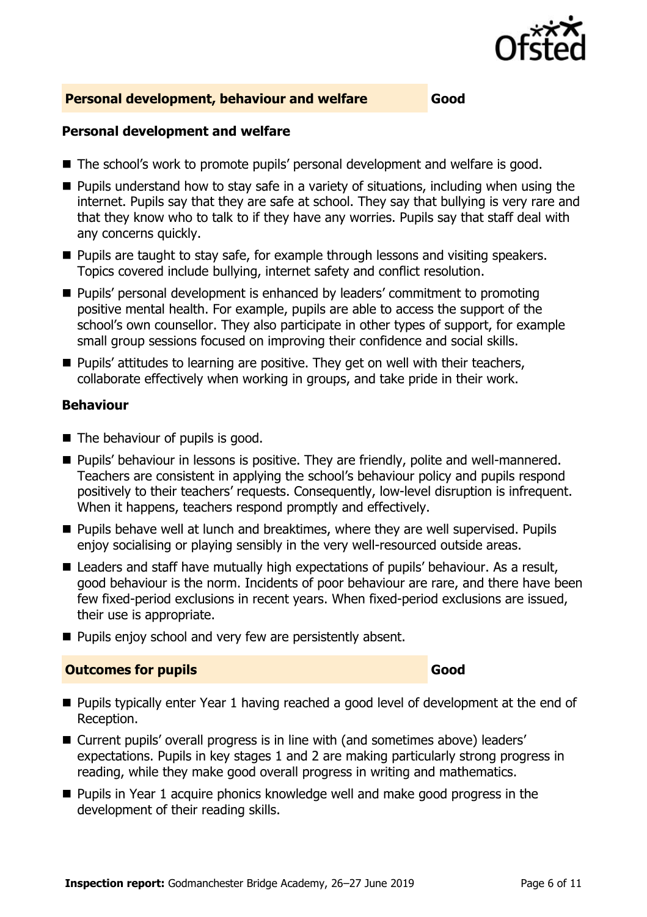## Personal development, behaviour and welfare — Good

### Personal development and welfare

- The school's work to promote pupils' personal development and welfare is good.
- Pupils understand how to stay safe in a variety of situations, including when using the internet. Pupils say that they are safe at school. They say that bullying is very rare and that they know who to talk to if they have any worries. Pupils say that staff deal with any concerns quickly.
- Pupils are taught to stay safe, for example through lessons and visiting speakers. Topics covered include bullying, internet safety and conflict resolution.
- Pupils' personal development is enhanced by leaders' commitment to promoting positive mental health. For example, pupils are able to access the support of the school's own counsellor. They also participate in other types of support, for example small group sessions focused on improving their confidence and social skills.
- Pupils' attitudes to learning are positive. They get on well with their teachers, collaborate effectively when working in groups, and take pride in their work.

### Behaviour

- The behaviour of pupils is good.
- Pupils' behaviour in lessons is positive. They are friendly, polite and well-mannered. Teachers are consistent in applying the school's behaviour policy and pupils respond positively to their teachers' requests. Consequently, low-level disruption is infrequent. When it happens, teachers respond promptly and effectively.
- Pupils behave well at lunch and breaktimes, where they are well supervised. Pupils enjoy socialising or playing sensibly in the very well-resourced outside areas.
- Leaders and staff have mutually high expectations of pupils' behaviour. As a result, good behaviour is the norm. Incidents of poor behaviour are rare, and there have been few fixed-period exclusions in recent years. When fixed-period exclusions are issued, their use is appropriate.
- Pupils enjoy school and very few are persistently absent.

## Outcomes for pupils — Good

- Pupils typically enter Year 1 having reached a good level of development at the end of Reception.
- Current pupils' overall progress is in line with (and sometimes above) leaders' expectations. Pupils in key stages 1 and 2 are making particularly strong progress in reading, while they make good overall progress in writing and mathematics.
- Pupils in Year 1 acquire phonics knowledge well and make good progress in the development of their reading skills.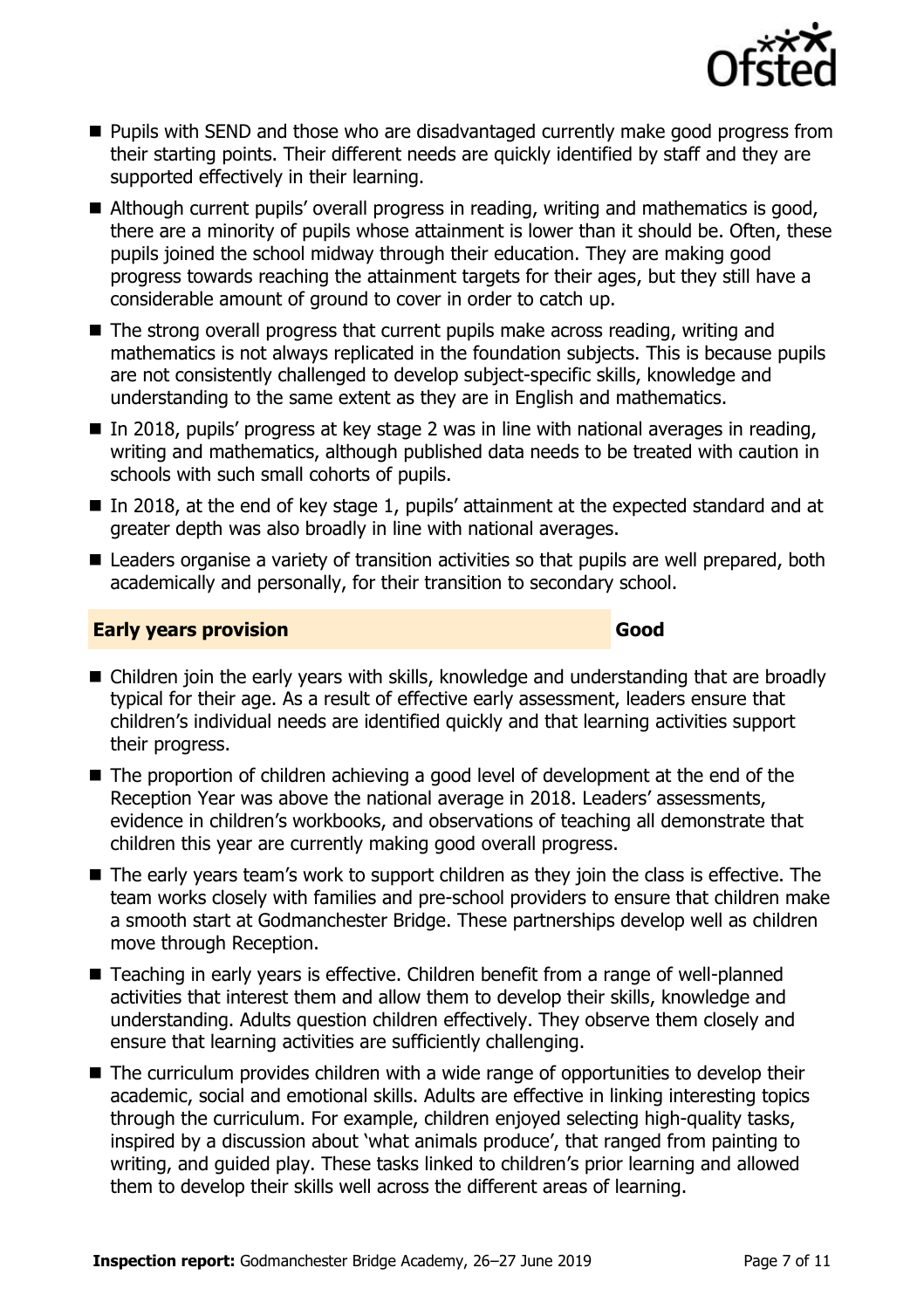- Pupils with SEND and those who are disadvantaged currently make good progress from their starting points. Their different needs are quickly identified by staff and they are supported effectively in their learning.
- Although current pupils' overall progress in reading, writing and mathematics is good, there are a minority of pupils whose attainment is lower than it should be. Often, these pupils joined the school midway through their education. They are making good progress towards reaching the attainment targets for their ages, but they still have a considerable amount of ground to cover in order to catch up.
- The strong overall progress that current pupils make across reading, writing and mathematics is not always replicated in the foundation subjects. This is because pupils are not consistently challenged to develop subject-specific skills, knowledge and understanding to the same extent as they are in English and mathematics.
- In 2018, pupils' progress at key stage 2 was in line with national averages in reading, writing and mathematics, although published data needs to be treated with caution in schools with such small cohorts of pupils.
- In 2018, at the end of key stage 1, pupils' attainment at the expected standard and at greater depth was also broadly in line with national averages.
- Leaders organise a variety of transition activities so that pupils are well prepared, both academically and personally, for their transition to secondary school.

## Early years provision — Good

- Children join the early years with skills, knowledge and understanding that are broadly typical for their age. As a result of effective early assessment, leaders ensure that children's individual needs are identified quickly and that learning activities support their progress.
- The proportion of children achieving a good level of development at the end of the Reception Year was above the national average in 2018. Leaders' assessments, evidence in children's workbooks, and observations of teaching all demonstrate that children this year are currently making good overall progress.
- The early years team's work to support children as they join the class is effective. The team works closely with families and pre-school providers to ensure that children make a smooth start at Godmanchester Bridge. These partnerships develop well as children move through Reception.
- Teaching in early years is effective. Children benefit from a range of well-planned activities that interest them and allow them to develop their skills, knowledge and understanding. Adults question children effectively. They observe them closely and ensure that learning activities are sufficiently challenging.
- The curriculum provides children with a wide range of opportunities to develop their academic, social and emotional skills. Adults are effective in linking interesting topics through the curriculum. For example, children enjoyed selecting high-quality tasks, inspired by a discussion about 'what animals produce', that ranged from painting to writing, and guided play. These tasks linked to children's prior learning and allowed them to develop their skills well across the different areas of learning.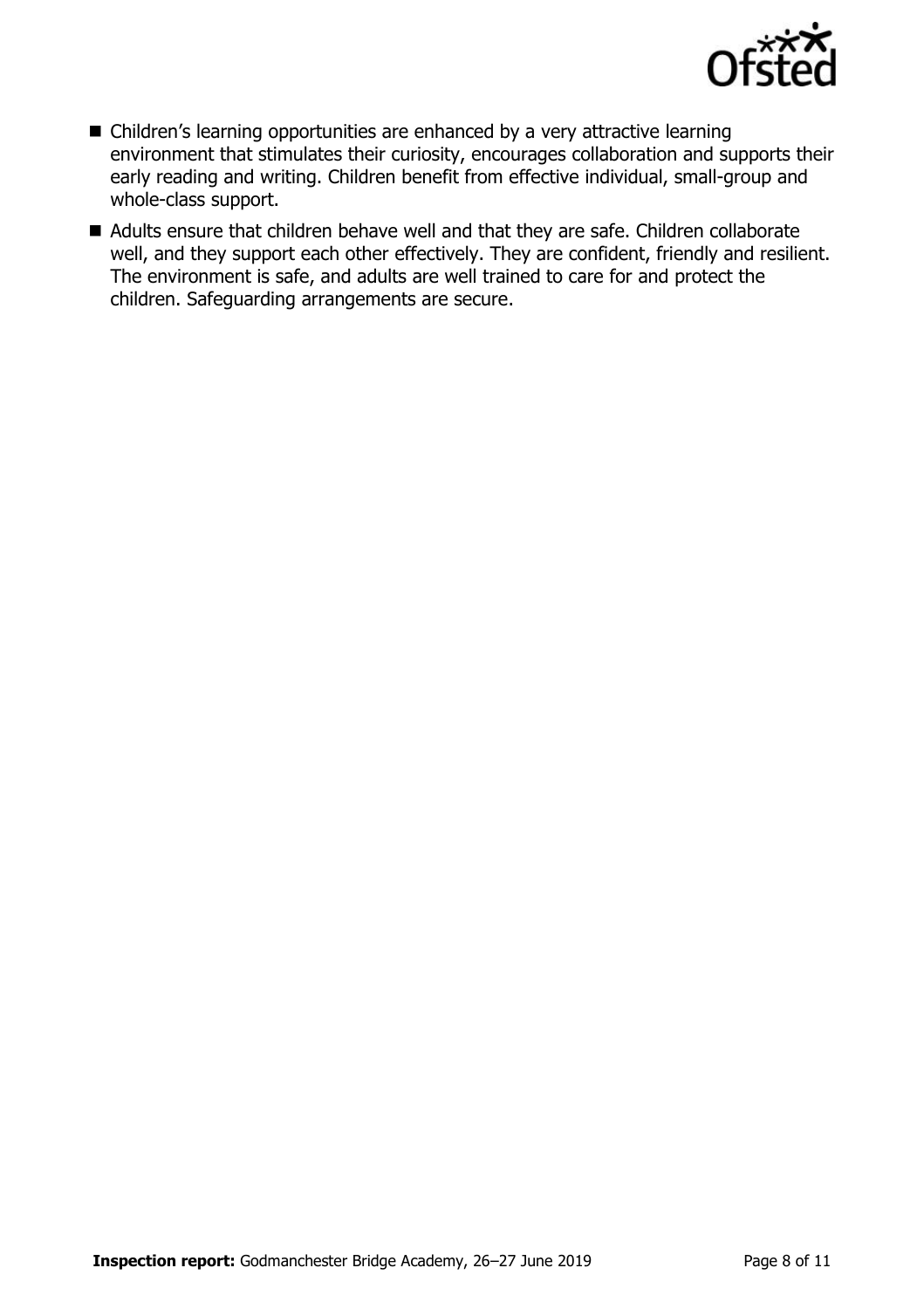- Children's learning opportunities are enhanced by a very attractive learning environment that stimulates their curiosity, encourages collaboration and supports their early reading and writing. Children benefit from effective individual, small-group and whole-class support.
- Adults ensure that children behave well and that they are safe. Children collaborate well, and they support each other effectively. They are confident, friendly and resilient. The environment is safe, and adults are well trained to care for and protect the children. Safeguarding arrangements are secure.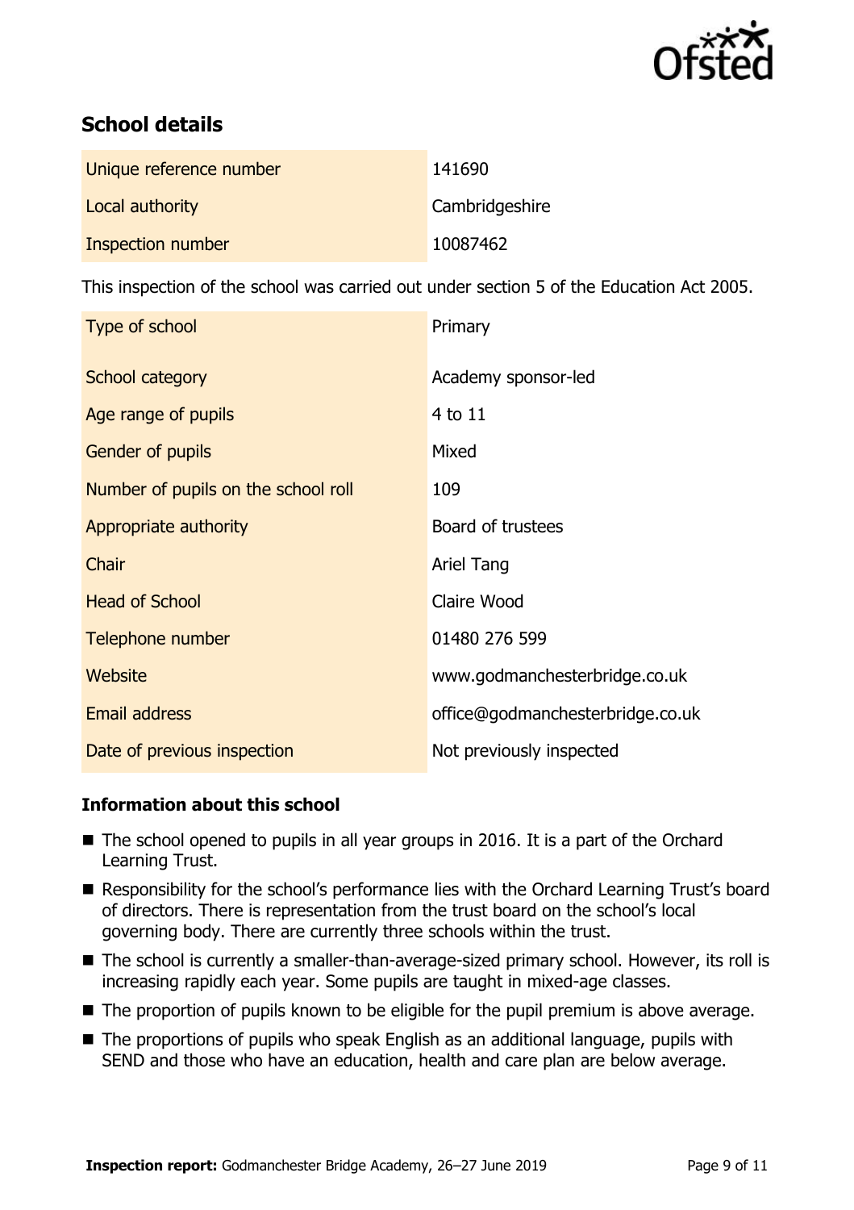## School details

| | |
|---|---|
| Unique reference number | 141690 |
| Local authority | Cambridgeshire |
| Inspection number | 10087462 |

This inspection of the school was carried out under section 5 of the Education Act 2005.

| | |
|---|---|
| Type of school | Primary |
| School category | Academy sponsor-led |
| Age range of pupils | 4 to 11 |
| Gender of pupils | Mixed |
| Number of pupils on the school roll | 109 |
| Appropriate authority | Board of trustees |
| Chair | Ariel Tang |
| Head of School | Claire Wood |
| Telephone number | 01480 276 599 |
| Website | www.godmanchesterbridge.co.uk |
| Email address | office@godmanchesterbridge.co.uk |
| Date of previous inspection | Not previously inspected |

### Information about this school

- The school opened to pupils in all year groups in 2016. It is a part of the Orchard Learning Trust.
- Responsibility for the school's performance lies with the Orchard Learning Trust's board of directors. There is representation from the trust board on the school's local governing body. There are currently three schools within the trust.
- The school is currently a smaller-than-average-sized primary school. However, its roll is increasing rapidly each year. Some pupils are taught in mixed-age classes.
- The proportion of pupils known to be eligible for the pupil premium is above average.
- The proportions of pupils who speak English as an additional language, pupils with SEND and those who have an education, health and care plan are below average.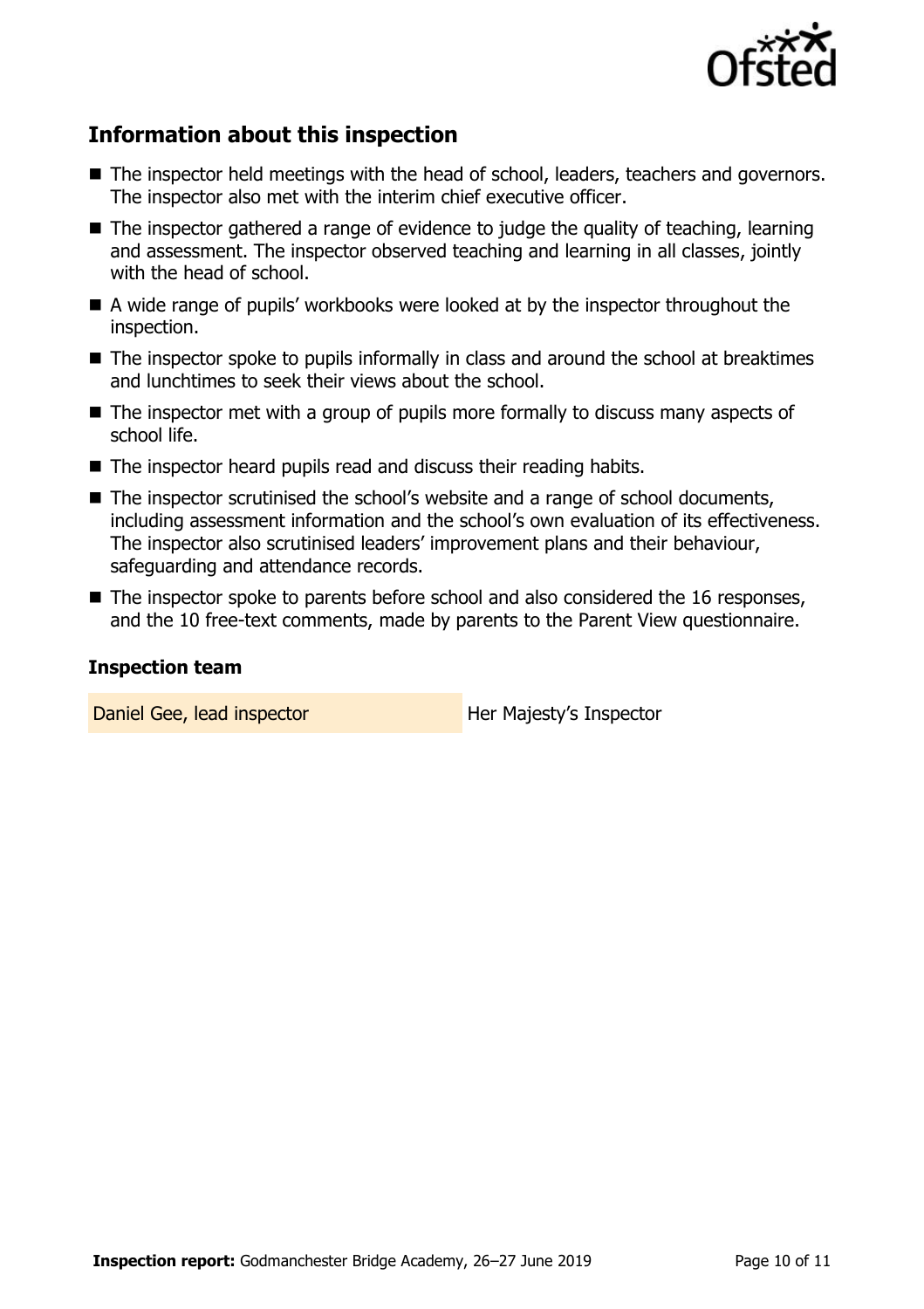## Information about this inspection

- The inspector held meetings with the head of school, leaders, teachers and governors. The inspector also met with the interim chief executive officer.
- The inspector gathered a range of evidence to judge the quality of teaching, learning and assessment. The inspector observed teaching and learning in all classes, jointly with the head of school.
- A wide range of pupils' workbooks were looked at by the inspector throughout the inspection.
- The inspector spoke to pupils informally in class and around the school at breaktimes and lunchtimes to seek their views about the school.
- The inspector met with a group of pupils more formally to discuss many aspects of school life.
- The inspector heard pupils read and discuss their reading habits.
- The inspector scrutinised the school's website and a range of school documents, including assessment information and the school's own evaluation of its effectiveness. The inspector also scrutinised leaders' improvement plans and their behaviour, safeguarding and attendance records.
- The inspector spoke to parents before school and also considered the 16 responses, and the 10 free-text comments, made by parents to the Parent View questionnaire.

### Inspection team

| | |
|---|---|
| Daniel Gee, lead inspector | Her Majesty's Inspector |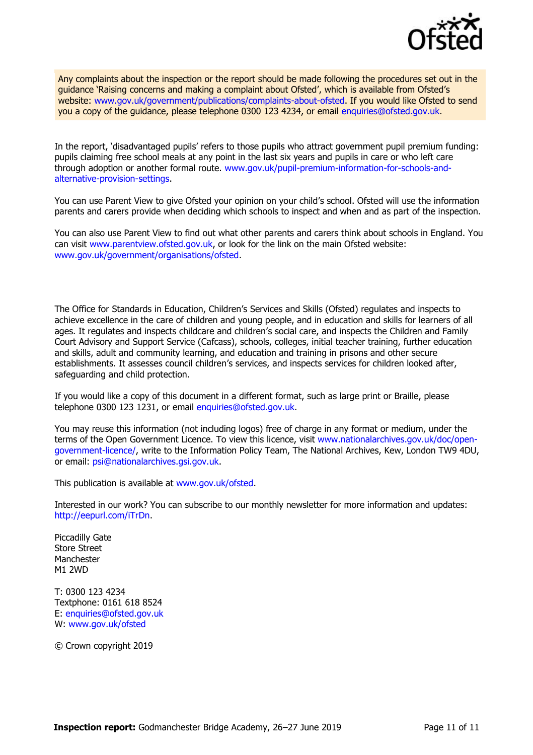Any complaints about the inspection or the report should be made following the procedures set out in the guidance 'Raising concerns and making a complaint about Ofsted', which is available from Ofsted's website: www.gov.uk/government/publications/complaints-about-ofsted. If you would like Ofsted to send you a copy of the guidance, please telephone 0300 123 4234, or email enquiries@ofsted.gov.uk.

In the report, 'disadvantaged pupils' refers to those pupils who attract government pupil premium funding: pupils claiming free school meals at any point in the last six years and pupils in care or who left care through adoption or another formal route. www.gov.uk/pupil-premium-information-for-schools-and-alternative-provision-settings.

You can use Parent View to give Ofsted your opinion on your child's school. Ofsted will use the information parents and carers provide when deciding which schools to inspect and when and as part of the inspection.

You can also use Parent View to find out what other parents and carers think about schools in England. You can visit www.parentview.ofsted.gov.uk, or look for the link on the main Ofsted website: www.gov.uk/government/organisations/ofsted.

The Office for Standards in Education, Children's Services and Skills (Ofsted) regulates and inspects to achieve excellence in the care of children and young people, and in education and skills for learners of all ages. It regulates and inspects childcare and children's social care, and inspects the Children and Family Court Advisory and Support Service (Cafcass), schools, colleges, initial teacher training, further education and skills, adult and community learning, and education and training in prisons and other secure establishments. It assesses council children's services, and inspects services for children looked after, safeguarding and child protection.

If you would like a copy of this document in a different format, such as large print or Braille, please telephone 0300 123 1231, or email enquiries@ofsted.gov.uk.

You may reuse this information (not including logos) free of charge in any format or medium, under the terms of the Open Government Licence. To view this licence, visit www.nationalarchives.gov.uk/doc/open-government-licence/, write to the Information Policy Team, The National Archives, Kew, London TW9 4DU, or email: psi@nationalarchives.gsi.gov.uk.

This publication is available at www.gov.uk/ofsted.

Interested in our work? You can subscribe to our monthly newsletter for more information and updates: http://eepurl.com/iTrDn.

Piccadilly Gate
Store Street
Manchester
M1 2WD

T: 0300 123 4234
Textphone: 0161 618 8524
E: enquiries@ofsted.gov.uk
W: www.gov.uk/ofsted

© Crown copyright 2019